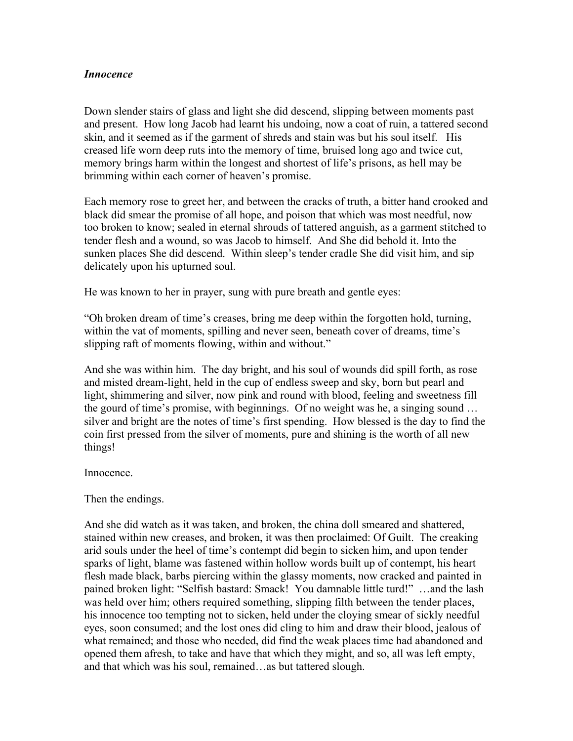***Innocence***

Down slender stairs of glass and light she did descend, slipping between moments past and present. How long Jacob had learnt his undoing, now a coat of ruin, a tattered second skin, and it seemed as if the garment of shreds and stain was but his soul itself. His creased life worn deep ruts into the memory of time, bruised long ago and twice cut, memory brings harm within the longest and shortest of life's prisons, as hell may be brimming within each corner of heaven's promise.

Each memory rose to greet her, and between the cracks of truth, a bitter hand crooked and black did smear the promise of all hope, and poison that which was most needful, now too broken to know; sealed in eternal shrouds of tattered anguish, as a garment stitched to tender flesh and a wound, so was Jacob to himself. And She did behold it. Into the sunken places She did descend. Within sleep's tender cradle She did visit him, and sip delicately upon his upturned soul.

He was known to her in prayer, sung with pure breath and gentle eyes:

"Oh broken dream of time's creases, bring me deep within the forgotten hold, turning, within the vat of moments, spilling and never seen, beneath cover of dreams, time's slipping raft of moments flowing, within and without."

And she was within him. The day bright, and his soul of wounds did spill forth, as rose and misted dream-light, held in the cup of endless sweep and sky, born but pearl and light, shimmering and silver, now pink and round with blood, feeling and sweetness fill the gourd of time's promise, with beginnings. Of no weight was he, a singing sound … silver and bright are the notes of time's first spending. How blessed is the day to find the coin first pressed from the silver of moments, pure and shining is the worth of all new things!

Innocence.

Then the endings.

And she did watch as it was taken, and broken, the china doll smeared and shattered, stained within new creases, and broken, it was then proclaimed: Of Guilt. The creaking arid souls under the heel of time's contempt did begin to sicken him, and upon tender sparks of light, blame was fastened within hollow words built up of contempt, his heart flesh made black, barbs piercing within the glassy moments, now cracked and painted in pained broken light: "Selfish bastard: Smack! You damnable little turd!" …and the lash was held over him; others required something, slipping filth between the tender places, his innocence too tempting not to sicken, held under the cloying smear of sickly needful eyes, soon consumed; and the lost ones did cling to him and draw their blood, jealous of what remained; and those who needed, did find the weak places time had abandoned and opened them afresh, to take and have that which they might, and so, all was left empty, and that which was his soul, remained…as but tattered slough.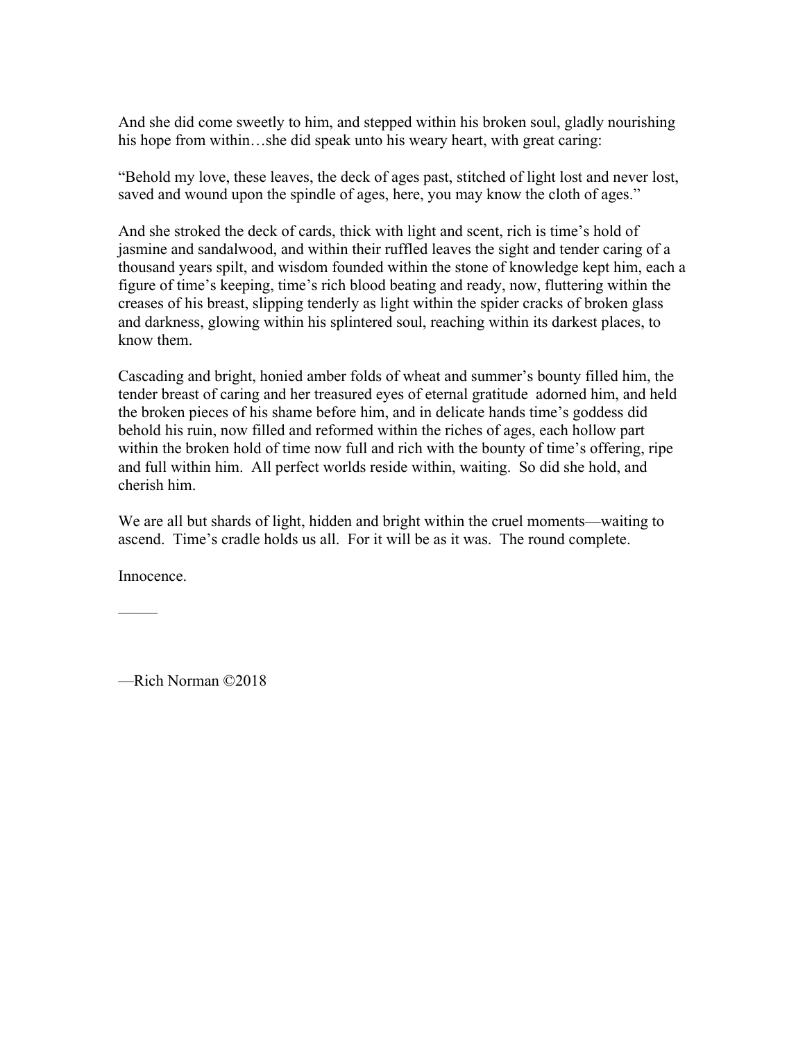And she did come sweetly to him, and stepped within his broken soul, gladly nourishing his hope from within…she did speak unto his weary heart, with great caring:

"Behold my love, these leaves, the deck of ages past, stitched of light lost and never lost, saved and wound upon the spindle of ages, here, you may know the cloth of ages."

And she stroked the deck of cards, thick with light and scent, rich is time's hold of jasmine and sandalwood, and within their ruffled leaves the sight and tender caring of a thousand years spilt, and wisdom founded within the stone of knowledge kept him, each a figure of time's keeping, time's rich blood beating and ready, now, fluttering within the creases of his breast, slipping tenderly as light within the spider cracks of broken glass and darkness, glowing within his splintered soul, reaching within its darkest places, to know them.

Cascading and bright, honied amber folds of wheat and summer's bounty filled him, the tender breast of caring and her treasured eyes of eternal gratitude adorned him, and held the broken pieces of his shame before him, and in delicate hands time's goddess did behold his ruin, now filled and reformed within the riches of ages, each hollow part within the broken hold of time now full and rich with the bounty of time's offering, ripe and full within him. All perfect worlds reside within, waiting. So did she hold, and cherish him.

We are all but shards of light, hidden and bright within the cruel moments—waiting to ascend. Time's cradle holds us all. For it will be as it was. The round complete.

Innocence.

_____

—Rich Norman ©2018